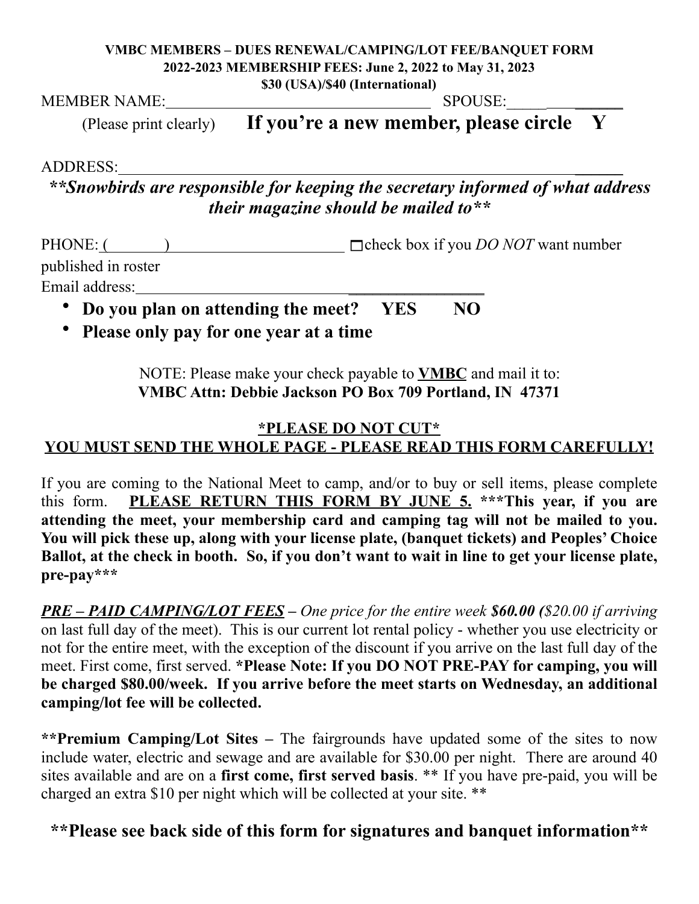**VMBC MEMBERS – DUES RENEWAL/CAMPING/LOT FEE/BANQUET FORM**
**2022-2023 MEMBERSHIP FEES: June 2, 2022 to May 31, 2023**
**$30 (USA)/$40 (International)**

MEMBER NAME:________________________________ SPOUSE:_______________

(Please print clearly) **If you're a new member, please circle Y**

ADDRESS:______________________________________________________________

***\*\*Snowbirds are responsible for keeping the secretary informed of what address their magazine should be mailed to\*\****

PHONE: (________)_______________________ ☐check box if you *DO NOT* want number published in roster

Email address:__________________________________________

- **Do you plan on attending the meet? YES NO**
- **Please only pay for one year at a time**

NOTE: Please make your check payable to **VMBC** and mail it to:
**VMBC Attn: Debbie Jackson PO Box 709 Portland, IN 47371**

**\*PLEASE DO NOT CUT\***
**YOU MUST SEND THE WHOLE PAGE - PLEASE READ THIS FORM CAREFULLY!**

If you are coming to the National Meet to camp, and/or to buy or sell items, please complete this form. **PLEASE RETURN THIS FORM BY JUNE 5. \*\*\*This year, if you are attending the meet, your membership card and camping tag will not be mailed to you. You will pick these up, along with your license plate, (banquet tickets) and Peoples' Choice Ballot, at the check in booth. So, if you don't want to wait in line to get your license plate, pre-pay\*\*\***

***PRE – PAID CAMPING/LOT FEES*** *– One price for the entire week* ***$60.00 (****$20.00 if arriving* on last full day of the meet). This is our current lot rental policy - whether you use electricity or not for the entire meet, with the exception of the discount if you arrive on the last full day of the meet. First come, first served. **\*Please Note: If you DO NOT PRE-PAY for camping, you will be charged $80.00/week. If you arrive before the meet starts on Wednesday, an additional camping/lot fee will be collected.**

**\*\*Premium Camping/Lot Sites –** The fairgrounds have updated some of the sites to now include water, electric and sewage and are available for $30.00 per night. There are around 40 sites available and are on a **first come, first served basis**. \*\* If you have pre-paid, you will be charged an extra $10 per night which will be collected at your site. \*\*

**\*\*Please see back side of this form for signatures and banquet information\*\***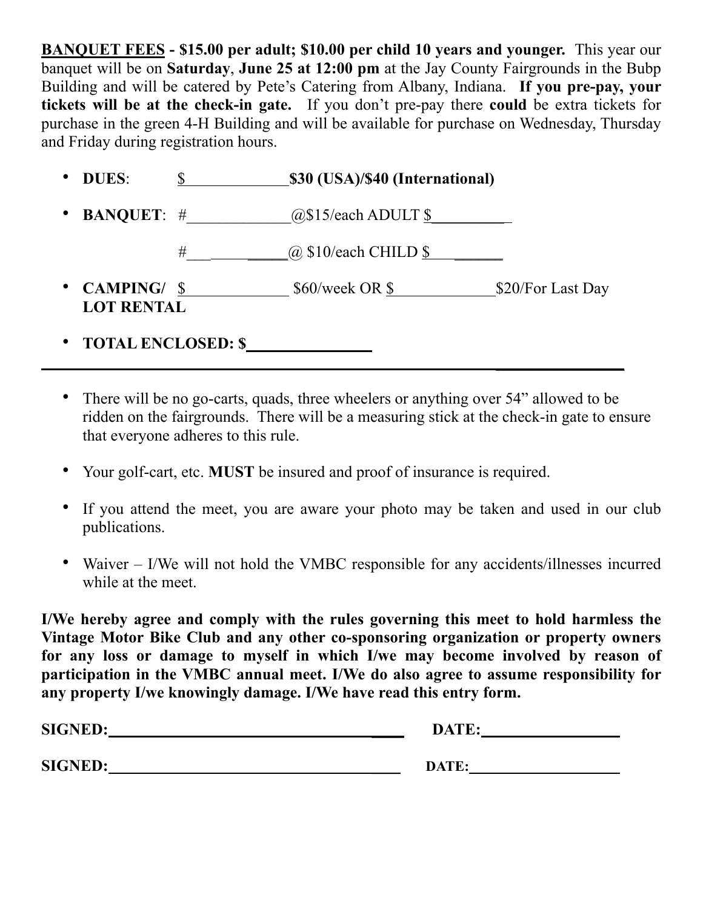**BANQUET FEES - $15.00 per adult; $10.00 per child 10 years and younger.** This year our banquet will be on **Saturday**, **June 25 at 12:00 pm** at the Jay County Fairgrounds in the Bubp Building and will be catered by Pete's Catering from Albany, Indiana. **If you pre-pay, your tickets will be at the check-in gate.** If you don't pre-pay there **could** be extra tickets for purchase in the green 4-H Building and will be available for purchase on Wednesday, Thursday and Friday during registration hours.

- **DUES**: $_____________ **$30 (USA)/$40 (International)**
- **BANQUET**: #_____________@$15/each ADULT $__________

  #_____________@ $10/each CHILD $__________
- **CAMPING/ LOT RENTAL** $_____________ $60/week OR $_____________$20/For Last Day
- **TOTAL ENCLOSED: $_______________**

---

- There will be no go-carts, quads, three wheelers or anything over 54" allowed to be ridden on the fairgrounds. There will be a measuring stick at the check-in gate to ensure that everyone adheres to this rule.
- Your golf-cart, etc. **MUST** be insured and proof of insurance is required.
- If you attend the meet, you are aware your photo may be taken and used in our club publications.
- Waiver – I/We will not hold the VMBC responsible for any accidents/illnesses incurred while at the meet.

**I/We hereby agree and comply with the rules governing this meet to hold harmless the Vintage Motor Bike Club and any other co-sponsoring organization or property owners for any loss or damage to myself in which I/we may become involved by reason of participation in the VMBC annual meet. I/We do also agree to assume responsibility for any property I/we knowingly damage. I/We have read this entry form.**

**SIGNED:**_________________________________________ **DATE:**___________________

**SIGNED:**_________________________________________ **DATE:**___________________